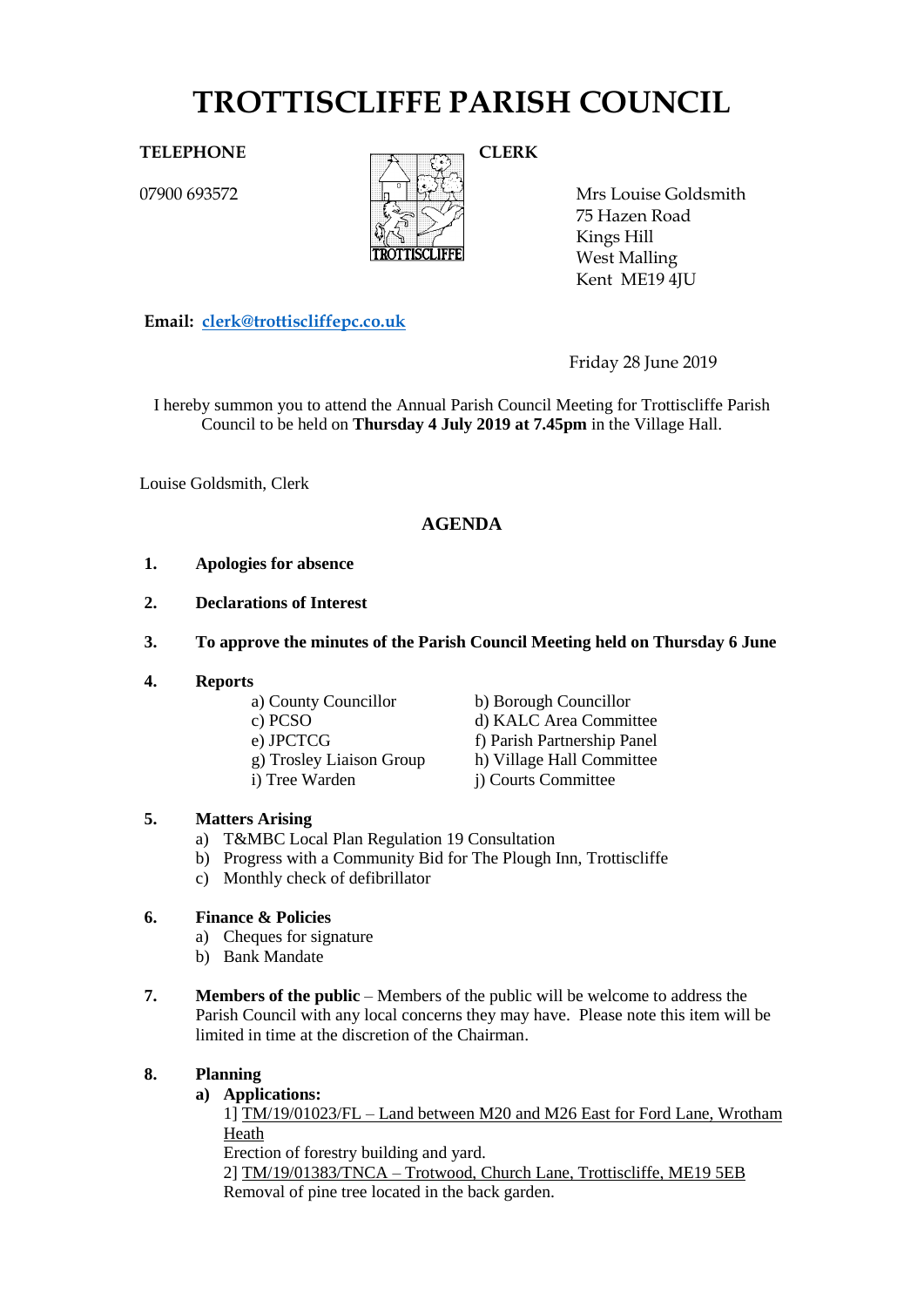# TROTTISCLIFFE PARISH COUNCIL

**TELEPHONE**

07900 693572

**CLERK**

Mrs Louise Goldsmith
75 Hazen Road
Kings Hill
West Malling
Kent ME19 4JU

**Email:** clerk@trottiscliffepc.co.uk

Friday 28 June 2019

I hereby summon you to attend the Annual Parish Council Meeting for Trottiscliffe Parish Council to be held on **Thursday 4 July 2019 at 7.45pm** in the Village Hall.

Louise Goldsmith, Clerk

## AGENDA

1. **Apologies for absence**

2. **Declarations of Interest**

3. **To approve the minutes of the Parish Council Meeting held on Thursday 6 June**

4. **Reports**
   - a) County Councillor
   - b) Borough Councillor
   - c) PCSO
   - d) KALC Area Committee
   - e) JPCTCG
   - f) Parish Partnership Panel
   - g) Trosley Liaison Group
   - h) Village Hall Committee
   - i) Tree Warden
   - j) Courts Committee

5. **Matters Arising**
   - a) T&MBC Local Plan Regulation 19 Consultation
   - b) Progress with a Community Bid for The Plough Inn, Trottiscliffe
   - c) Monthly check of defibrillator

6. **Finance & Policies**
   - a) Cheques for signature
   - b) Bank Mandate

7. **Members of the public** – Members of the public will be welcome to address the Parish Council with any local concerns they may have. Please note this item will be limited in time at the discretion of the Chairman.

8. **Planning**
   - **a) Applications:**

     1] TM/19/01023/FL – Land between M20 and M26 East for Ford Lane, Wrotham Heath
     Erection of forestry building and yard.

     2] TM/19/01383/TNCA – Trotwood, Church Lane, Trottiscliffe, ME19 5EB
     Removal of pine tree located in the back garden.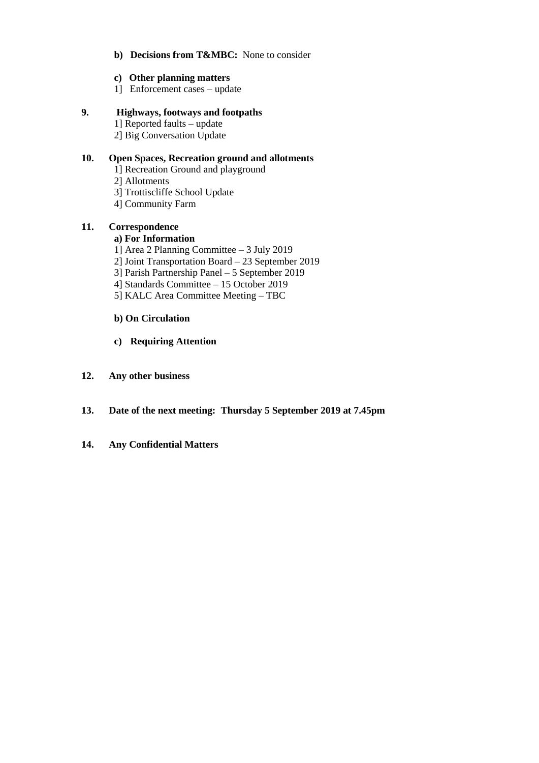**b) Decisions from T&MBC:** None to consider

**c) Other planning matters**

1] Enforcement cases – update

**9. Highways, footways and footpaths**

1] Reported faults – update

2] Big Conversation Update

**10. Open Spaces, Recreation ground and allotments**

1] Recreation Ground and playground

2] Allotments

3] Trottiscliffe School Update

4] Community Farm

**11. Correspondence**

**a) For Information**

1] Area 2 Planning Committee – 3 July 2019

2] Joint Transportation Board – 23 September 2019

3] Parish Partnership Panel – 5 September 2019

4] Standards Committee – 15 October 2019

5] KALC Area Committee Meeting – TBC

**b) On Circulation**

**c) Requiring Attention**

**12. Any other business**

**13. Date of the next meeting: Thursday 5 September 2019 at 7.45pm**

**14. Any Confidential Matters**